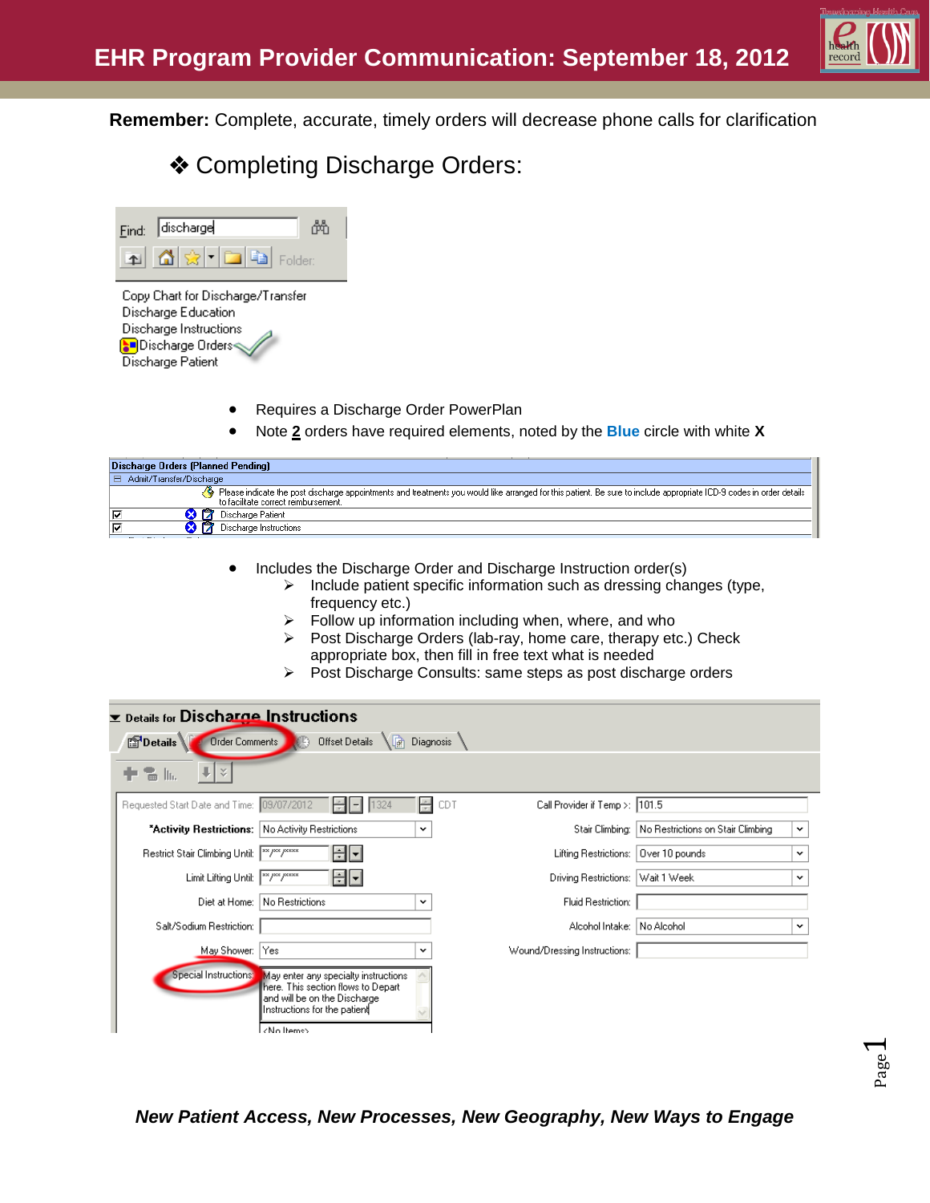# EHR Program Provider Communication: September 18, 2012

**Remember:** Complete, accurate, timely orders will decrease phone calls for clarification

## ❖ Completing Discharge Orders:

Find: discharge

Folder:

Copy Chart for Discharge/Transfer
Discharge Education
Discharge Instructions
Discharge Orders
Discharge Patient

- Requires a Discharge Order PowerPlan
- Note **2** orders have required elements, noted by the **Blue** circle with white **X**

| Discharge Orders (Planned Pending) |
|---|
| Admit/Transfer/Discharge |
| Please indicate the post discharge appointments and treatments you would like arranged for this patient. Be sure to include appropriate ICD-9 codes in order details to facilitate correct reimbursement. |
| Discharge Patient |
| Discharge Instructions |

- Includes the Discharge Order and Discharge Instruction order(s)
  - Include patient specific information such as dressing changes (type, frequency etc.)
  - Follow up information including when, where, and who
  - Post Discharge Orders (lab-ray, home care, therapy etc.) Check appropriate box, then fill in free text what is needed
  - Post Discharge Consults: same steps as post discharge orders

**Details for Discharge Instructions**

Details | Order Comments | Offset Details | Diagnosis

| Field | Value | Field | Value |
|---|---|---|---|
| Requested Start Date and Time: | 09/07/2012 1324 CDT | Call Provider if Temp >: | 101.5 |
| *Activity Restrictions: | No Activity Restrictions | Stair Climbing: | No Restrictions on Stair Climbing |
| Restrict Stair Climbing Until: | \*\*/\*\*/\*\*\*\* | Lifting Restrictions: | Over 10 pounds |
| Limit Lifting Until: | \*\*/\*\*/\*\*\*\* | Driving Restrictions: | Wait 1 Week |
| Diet at Home: | No Restrictions | Fluid Restriction: | |
| Salt/Sodium Restriction: | | Alcohol Intake: | No Alcohol |
| May Shower: | Yes | Wound/Dressing Instructions: | |
| Special Instructions: | May enter any specialty instructions here. This section flows to Depart and will be on the Discharge Instructions for the patient | | |

*New Patient Access, New Processes, New Geography, New Ways to Engage*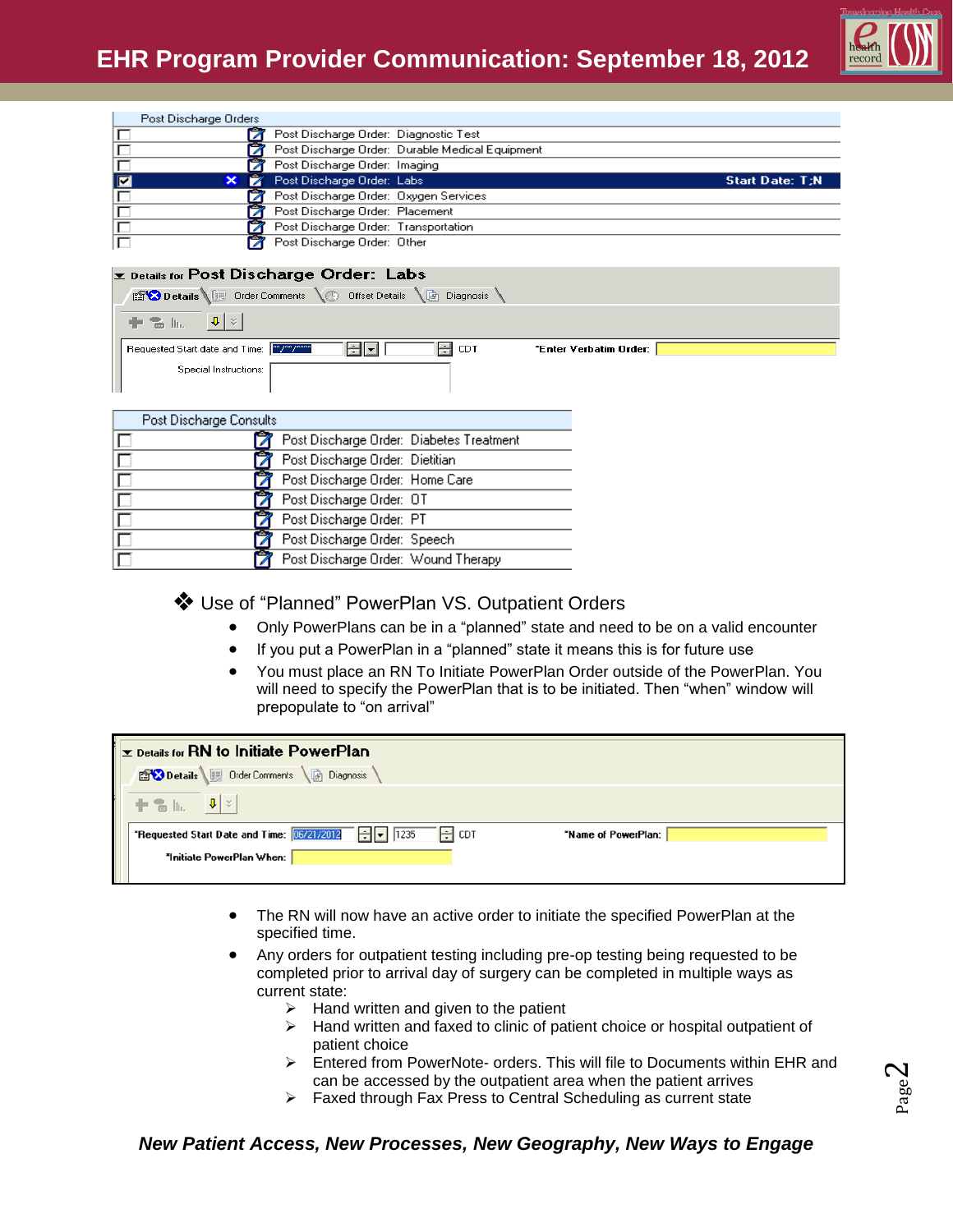| Post Discharge Orders | |
|---|---|
| ☐ | Post Discharge Order: Diagnostic Test |
| ☐ | Post Discharge Order: Durable Medical Equipment |
| ☐ | Post Discharge Order: Imaging |
| ☑ | Post Discharge Order: Labs — Start Date: T;N |
| ☐ | Post Discharge Order: Oxygen Services |
| ☐ | Post Discharge Order: Placement |
| ☐ | Post Discharge Order: Transportation |
| ☐ | Post Discharge Order: Other |

Details for **Post Discharge Order: Labs**

Details | Order Comments | Offset Details | Diagnosis

Requested Start date and Time: CDT *Enter Verbatim Order:

Special Instructions:

| Post Discharge Consults | |
|---|---|
| ☐ | Post Discharge Order: Diabetes Treatment |
| ☐ | Post Discharge Order: Dietitian |
| ☐ | Post Discharge Order: Home Care |
| ☐ | Post Discharge Order: OT |
| ☐ | Post Discharge Order: PT |
| ☐ | Post Discharge Order: Speech |
| ☐ | Post Discharge Order: Wound Therapy |

❖ Use of "Planned" PowerPlan VS. Outpatient Orders

- Only PowerPlans can be in a "planned" state and need to be on a valid encounter
- If you put a PowerPlan in a "planned" state it means this is for future use
- You must place an RN To Initiate PowerPlan Order outside of the PowerPlan. You will need to specify the PowerPlan that is to be initiated. Then "when" window will prepopulate to "on arrival"

Details for **RN to Initiate PowerPlan**

Details | Order Comments | Diagnosis

*Requested Start Date and Time: 06/21/2012 1235 CDT *Name of PowerPlan:

*Initiate PowerPlan When:

- The RN will now have an active order to initiate the specified PowerPlan at the specified time.
- Any orders for outpatient testing including pre-op testing being requested to be completed prior to arrival day of surgery can be completed in multiple ways as current state:
  - ➢ Hand written and given to the patient
  - ➢ Hand written and faxed to clinic of patient choice or hospital outpatient of patient choice
  - ➢ Entered from PowerNote- orders. This will file to Documents within EHR and can be accessed by the outpatient area when the patient arrives
  - ➢ Faxed through Fax Press to Central Scheduling as current state

***New Patient Access, New Processes, New Geography, New Ways to Engage***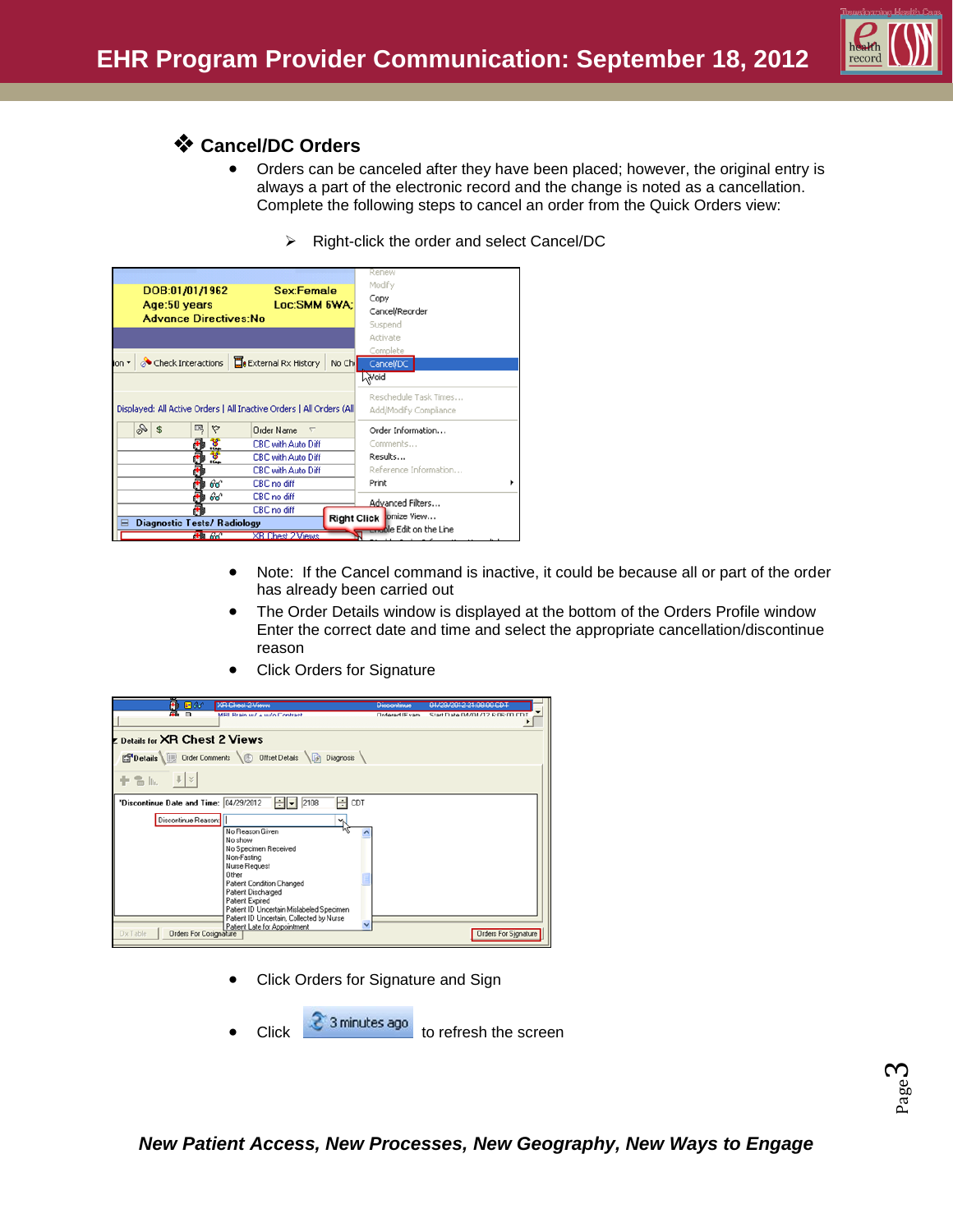## ❖ Cancel/DC Orders

- Orders can be canceled after they have been placed; however, the original entry is always a part of the electronic record and the change is noted as a cancellation. Complete the following steps to cancel an order from the Quick Orders view:
  - ➢ Right-click the order and select Cancel/DC

- Note: If the Cancel command is inactive, it could be because all or part of the order has already been carried out
- The Order Details window is displayed at the bottom of the Orders Profile window Enter the correct date and time and select the appropriate cancellation/discontinue reason
- Click Orders for Signature

- Click Orders for Signature and Sign
- Click [3 minutes ago] to refresh the screen

*New Patient Access, New Processes, New Geography, New Ways to Engage*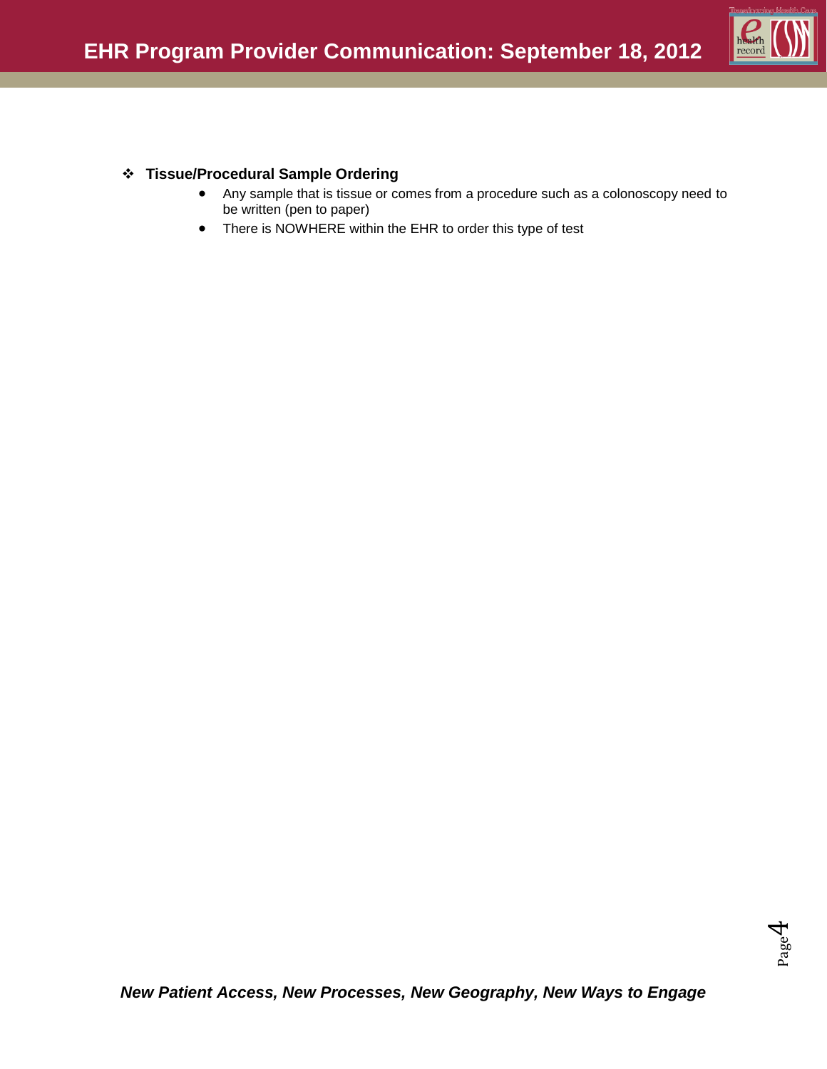- **Tissue/Procedural Sample Ordering**
  - Any sample that is tissue or comes from a procedure such as a colonoscopy need to be written (pen to paper)
  - There is NOWHERE within the EHR to order this type of test